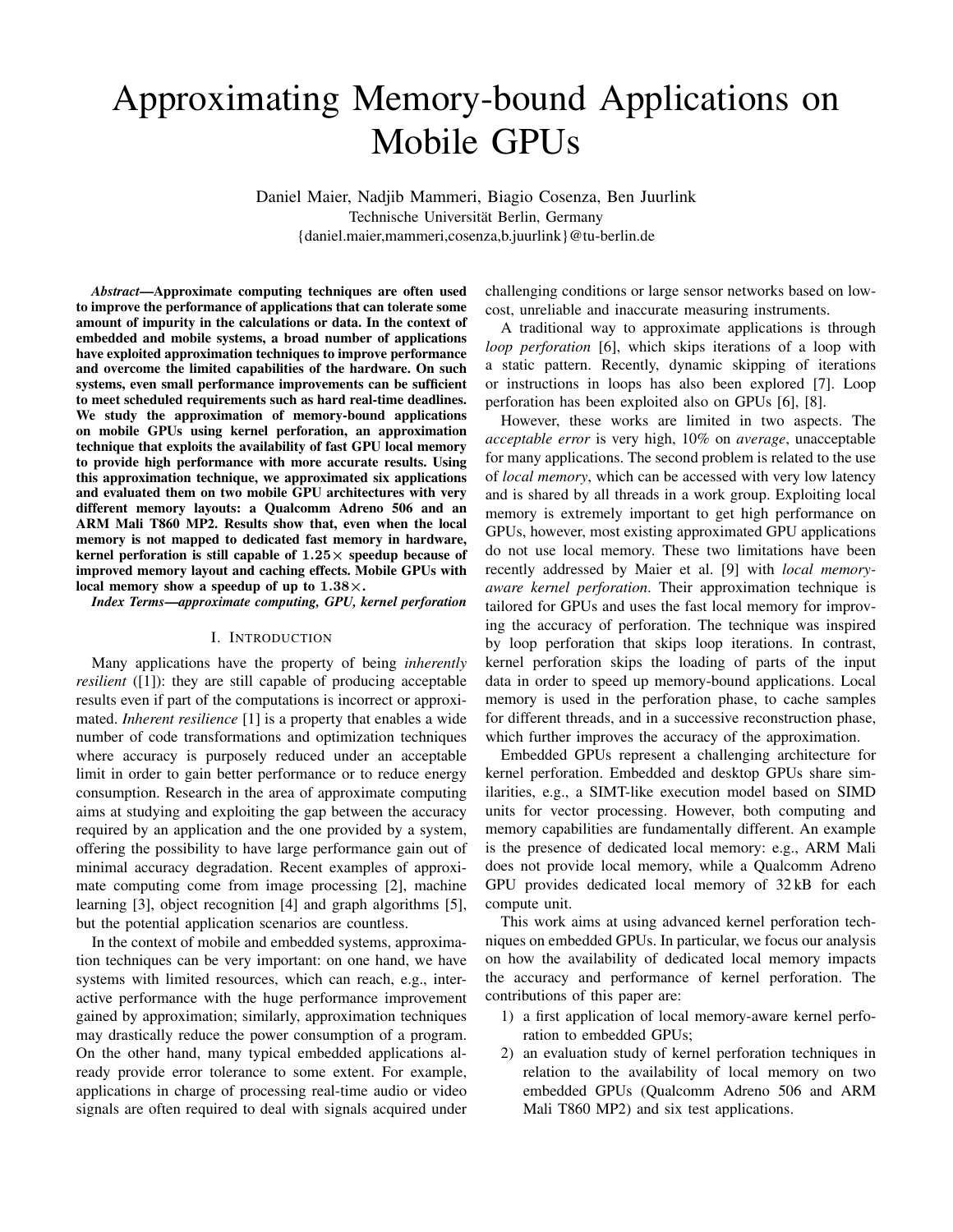# Approximating Memory-bound Applications on Mobile GPUs

Daniel Maier, Nadjib Mammeri, Biagio Cosenza, Ben Juurlink
Technische Universität Berlin, Germany
{daniel.maier,mammeri,cosenza,b.juurlink}@tu-berlin.de

***Abstract*—Approximate computing techniques are often used to improve the performance of applications that can tolerate some amount of impurity in the calculations or data. In the context of embedded and mobile systems, a broad number of applications have exploited approximation techniques to improve performance and overcome the limited capabilities of the hardware. On such systems, even small performance improvements can be sufficient to meet scheduled requirements such as hard real-time deadlines. We study the approximation of memory-bound applications on mobile GPUs using kernel perforation, an approximation technique that exploits the availability of fast GPU local memory to provide high performance with more accurate results. Using this approximation technique, we approximated six applications and evaluated them on two mobile GPU architectures with very different memory layouts: a Qualcomm Adreno 506 and an ARM Mali T860 MP2. Results show that, even when the local memory is not mapped to dedicated fast memory in hardware, kernel perforation is still capable of $1.25\times$ speedup because of improved memory layout and caching effects. Mobile GPUs with local memory show a speedup of up to $1.38\times$.**

***Index Terms*—approximate computing, GPU, kernel perforation**

## I. Introduction

Many applications have the property of being *inherently resilient* ([1]): they are still capable of producing acceptable results even if part of the computations is incorrect or approximated. *Inherent resilience* [1] is a property that enables a wide number of code transformations and optimization techniques where accuracy is purposely reduced under an acceptable limit in order to gain better performance or to reduce energy consumption. Research in the area of approximate computing aims at studying and exploiting the gap between the accuracy required by an application and the one provided by a system, offering the possibility to have large performance gain out of minimal accuracy degradation. Recent examples of approximate computing come from image processing [2], machine learning [3], object recognition [4] and graph algorithms [5], but the potential application scenarios are countless.

In the context of mobile and embedded systems, approximation techniques can be very important: on one hand, we have systems with limited resources, which can reach, e.g., interactive performance with the huge performance improvement gained by approximation; similarly, approximation techniques may drastically reduce the power consumption of a program. On the other hand, many typical embedded applications already provide error tolerance to some extent. For example, applications in charge of processing real-time audio or video signals are often required to deal with signals acquired under challenging conditions or large sensor networks based on low-cost, unreliable and inaccurate measuring instruments.

A traditional way to approximate applications is through *loop perforation* [6], which skips iterations of a loop with a static pattern. Recently, dynamic skipping of iterations or instructions in loops has also been explored [7]. Loop perforation has been exploited also on GPUs [6], [8].

However, these works are limited in two aspects. The *acceptable error* is very high, 10% on *average*, unacceptable for many applications. The second problem is related to the use of *local memory*, which can be accessed with very low latency and is shared by all threads in a work group. Exploiting local memory is extremely important to get high performance on GPUs, however, most existing approximated GPU applications do not use local memory. These two limitations have been recently addressed by Maier et al. [9] with *local memory-aware kernel perforation*. Their approximation technique is tailored for GPUs and uses the fast local memory for improving the accuracy of perforation. The technique was inspired by loop perforation that skips loop iterations. In contrast, kernel perforation skips the loading of parts of the input data in order to speed up memory-bound applications. Local memory is used in the perforation phase, to cache samples for different threads, and in a successive reconstruction phase, which further improves the accuracy of the approximation.

Embedded GPUs represent a challenging architecture for kernel perforation. Embedded and desktop GPUs share similarities, e.g., a SIMT-like execution model based on SIMD units for vector processing. However, both computing and memory capabilities are fundamentally different. An example is the presence of dedicated local memory: e.g., ARM Mali does not provide local memory, while a Qualcomm Adreno GPU provides dedicated local memory of 32 kB for each compute unit.

This work aims at using advanced kernel perforation techniques on embedded GPUs. In particular, we focus our analysis on how the availability of dedicated local memory impacts the accuracy and performance of kernel perforation. The contributions of this paper are:

1) a first application of local memory-aware kernel perforation to embedded GPUs;
2) an evaluation study of kernel perforation techniques in relation to the availability of local memory on two embedded GPUs (Qualcomm Adreno 506 and ARM Mali T860 MP2) and six test applications.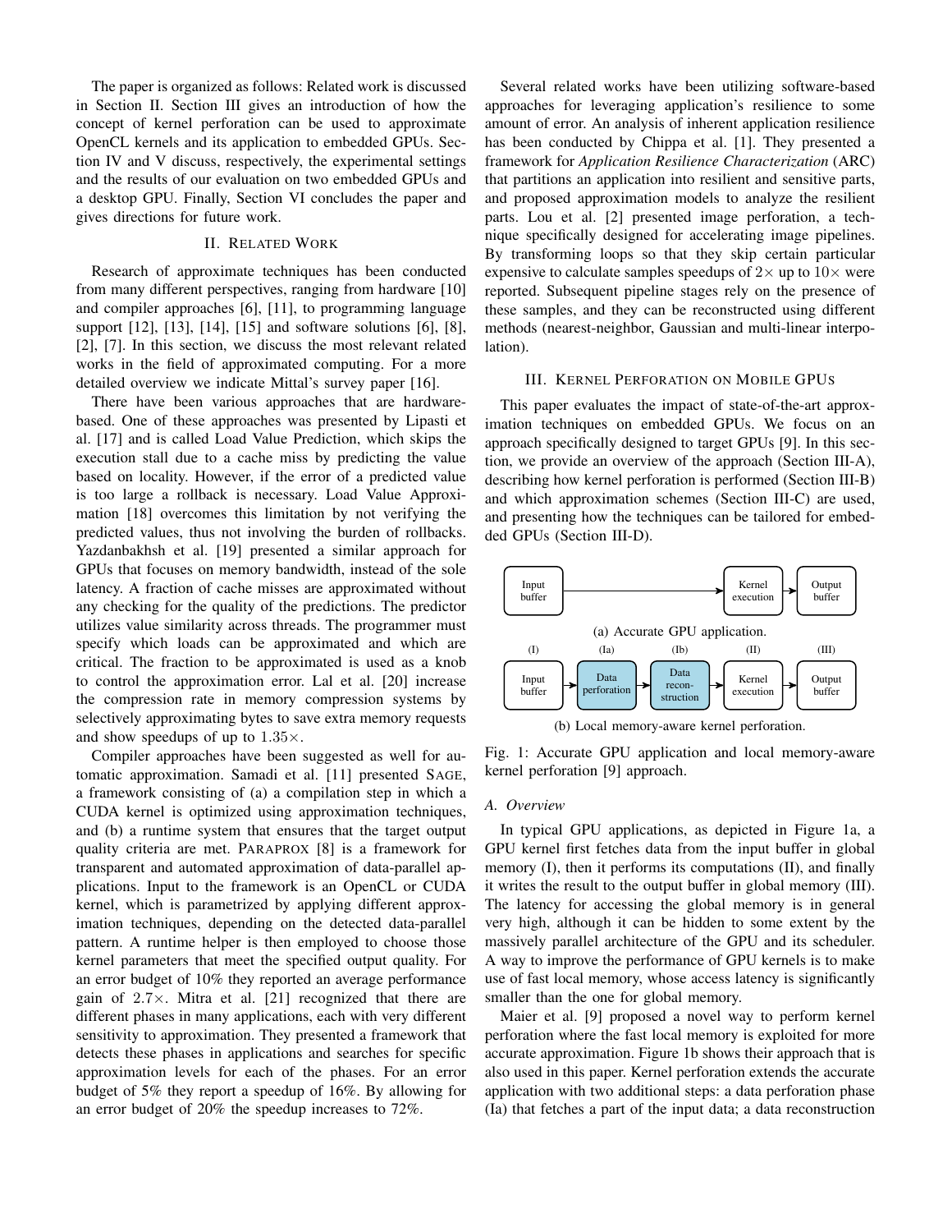The paper is organized as follows: Related work is discussed in Section II. Section III gives an introduction of how the concept of kernel perforation can be used to approximate OpenCL kernels and its application to embedded GPUs. Section IV and V discuss, respectively, the experimental settings and the results of our evaluation on two embedded GPUs and a desktop GPU. Finally, Section VI concludes the paper and gives directions for future work.

## II. Related Work

Research of approximate techniques has been conducted from many different perspectives, ranging from hardware [10] and compiler approaches [6], [11], to programming language support [12], [13], [14], [15] and software solutions [6], [8], [2], [7]. In this section, we discuss the most relevant related works in the field of approximated computing. For a more detailed overview we indicate Mittal's survey paper [16].

There have been various approaches that are hardware-based. One of these approaches was presented by Lipasti et al. [17] and is called Load Value Prediction, which skips the execution stall due to a cache miss by predicting the value based on locality. However, if the error of a predicted value is too large a rollback is necessary. Load Value Approximation [18] overcomes this limitation by not verifying the predicted values, thus not involving the burden of rollbacks. Yazdanbakhsh et al. [19] presented a similar approach for GPUs that focuses on memory bandwidth, instead of the sole latency. A fraction of cache misses are approximated without any checking for the quality of the predictions. The predictor utilizes value similarity across threads. The programmer must specify which loads can be approximated and which are critical. The fraction to be approximated is used as a knob to control the approximation error. Lal et al. [20] increase the compression rate in memory compression systems by selectively approximating bytes to save extra memory requests and show speedups of up to $1.35\times$.

Compiler approaches have been suggested as well for automatic approximation. Samadi et al. [11] presented SAGE, a framework consisting of (a) a compilation step in which a CUDA kernel is optimized using approximation techniques, and (b) a runtime system that ensures that the target output quality criteria are met. PARAPROX [8] is a framework for transparent and automated approximation of data-parallel applications. Input to the framework is an OpenCL or CUDA kernel, which is parametrized by applying different approximation techniques, depending on the detected data-parallel pattern. A runtime helper is then employed to choose those kernel parameters that meet the specified output quality. For an error budget of 10% they reported an average performance gain of $2.7\times$. Mitra et al. [21] recognized that there are different phases in many applications, each with very different sensitivity to approximation. They presented a framework that detects these phases in applications and searches for specific approximation levels for each of the phases. For an error budget of 5% they report a speedup of 16%. By allowing for an error budget of 20% the speedup increases to 72%.

Several related works have been utilizing software-based approaches for leveraging application's resilience to some amount of error. An analysis of inherent application resilience has been conducted by Chippa et al. [1]. They presented a framework for *Application Resilience Characterization* (ARC) that partitions an application into resilient and sensitive parts, and proposed approximation models to analyze the resilient parts. Lou et al. [2] presented image perforation, a technique specifically designed for accelerating image pipelines. By transforming loops so that they skip certain particular expensive to calculate samples speedups of $2\times$ up to $10\times$ were reported. Subsequent pipeline stages rely on the presence of these samples, and they can be reconstructed using different methods (nearest-neighbor, Gaussian and multi-linear interpolation).

## III. Kernel Perforation on Mobile GPUs

This paper evaluates the impact of state-of-the-art approximation techniques on embedded GPUs. We focus on an approach specifically designed to target GPUs [9]. In this section, we provide an overview of the approach (Section III-A), describing how kernel perforation is performed (Section III-B) and which approximation schemes (Section III-C) are used, and presenting how the techniques can be tailored for embedded GPUs (Section III-D).

Input buffer → Kernel execution → Output buffer

(a) Accurate GPU application.

(I) Input buffer → (Ia) Data perforation → (Ib) Data reconstruction → (II) Kernel execution → (III) Output buffer

(b) Local memory-aware kernel perforation.

Fig. 1: Accurate GPU application and local memory-aware kernel perforation [9] approach.

### A. Overview

In typical GPU applications, as depicted in Figure 1a, a GPU kernel first fetches data from the input buffer in global memory (I), then it performs its computations (II), and finally it writes the result to the output buffer in global memory (III). The latency for accessing the global memory is in general very high, although it can be hidden to some extent by the massively parallel architecture of the GPU and its scheduler. A way to improve the performance of GPU kernels is to make use of fast local memory, whose access latency is significantly smaller than the one for global memory.

Maier et al. [9] proposed a novel way to perform kernel perforation where the fast local memory is exploited for more accurate approximation. Figure 1b shows their approach that is also used in this paper. Kernel perforation extends the accurate application with two additional steps: a data perforation phase (Ia) that fetches a part of the input data; a data reconstruction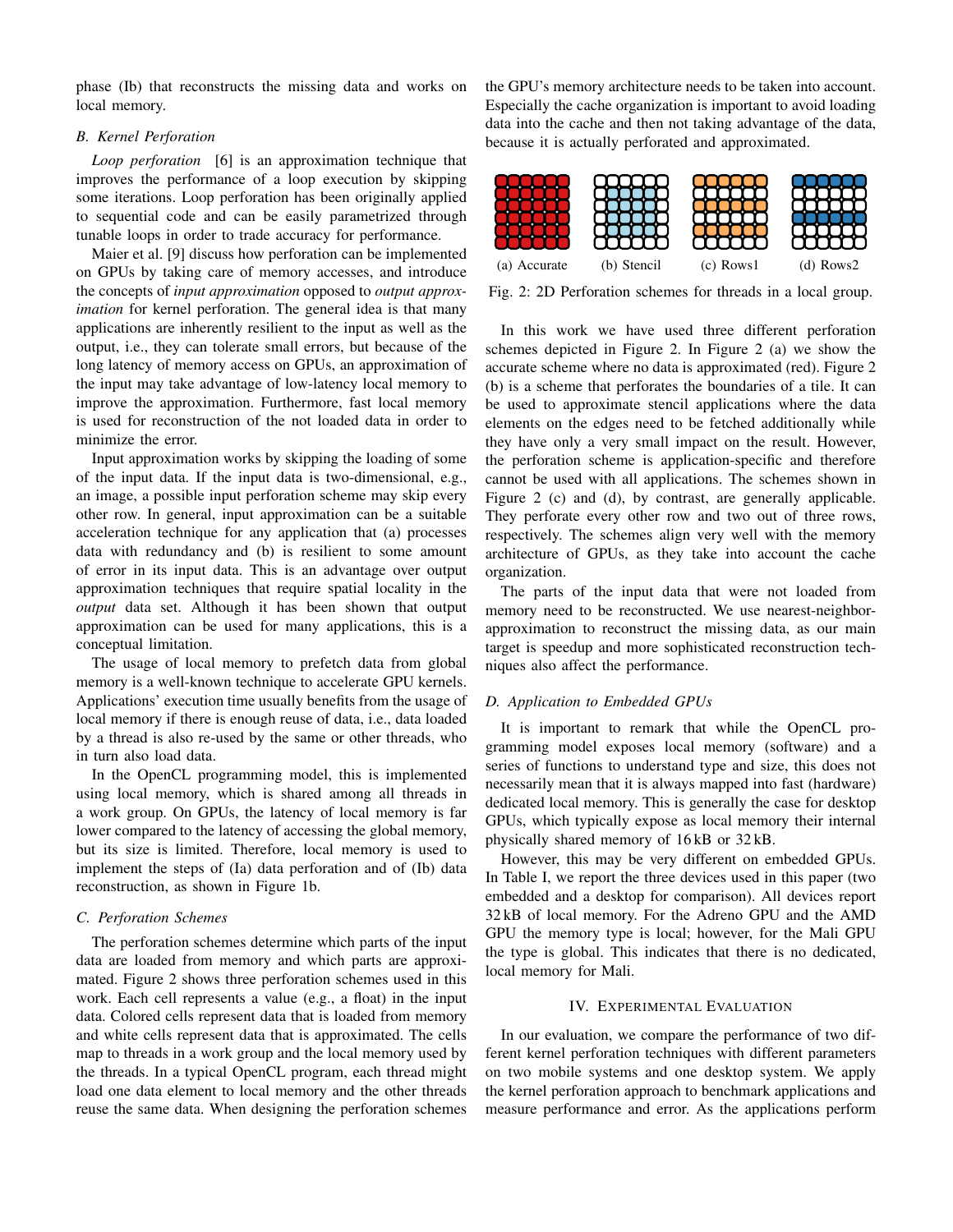phase (Ib) that reconstructs the missing data and works on local memory.

### B. Kernel Perforation

*Loop perforation* [6] is an approximation technique that improves the performance of a loop execution by skipping some iterations. Loop perforation has been originally applied to sequential code and can be easily parametrized through tunable loops in order to trade accuracy for performance.

Maier et al. [9] discuss how perforation can be implemented on GPUs by taking care of memory accesses, and introduce the concepts of *input approximation* opposed to *output approximation* for kernel perforation. The general idea is that many applications are inherently resilient to the input as well as the output, i.e., they can tolerate small errors, but because of the long latency of memory access on GPUs, an approximation of the input may take advantage of low-latency local memory to improve the approximation. Furthermore, fast local memory is used for reconstruction of the not loaded data in order to minimize the error.

Input approximation works by skipping the loading of some of the input data. If the input data is two-dimensional, e.g., an image, a possible input perforation scheme may skip every other row. In general, input approximation can be a suitable acceleration technique for any application that (a) processes data with redundancy and (b) is resilient to some amount of error in its input data. This is an advantage over output approximation techniques that require spatial locality in the *output* data set. Although it has been shown that output approximation can be used for many applications, this is a conceptual limitation.

The usage of local memory to prefetch data from global memory is a well-known technique to accelerate GPU kernels. Applications' execution time usually benefits from the usage of local memory if there is enough reuse of data, i.e., data loaded by a thread is also re-used by the same or other threads, who in turn also load data.

In the OpenCL programming model, this is implemented using local memory, which is shared among all threads in a work group. On GPUs, the latency of local memory is far lower compared to the latency of accessing the global memory, but its size is limited. Therefore, local memory is used to implement the steps of (Ia) data perforation and of (Ib) data reconstruction, as shown in Figure 1b.

### C. Perforation Schemes

The perforation schemes determine which parts of the input data are loaded from memory and which parts are approximated. Figure 2 shows three perforation schemes used in this work. Each cell represents a value (e.g., a float) in the input data. Colored cells represent data that is loaded from memory and white cells represent data that is approximated. The cells map to threads in a work group and the local memory used by the threads. In a typical OpenCL program, each thread might load one data element to local memory and the other threads reuse the same data. When designing the perforation schemes the GPU's memory architecture needs to be taken into account. Especially the cache organization is important to avoid loading data into the cache and then not taking advantage of the data, because it is actually perforated and approximated.

(a) Accurate (b) Stencil (c) Rows1 (d) Rows2

Fig. 2: 2D Perforation schemes for threads in a local group.

In this work we have used three different perforation schemes depicted in Figure 2. In Figure 2 (a) we show the accurate scheme where no data is approximated (red). Figure 2 (b) is a scheme that perforates the boundaries of a tile. It can be used to approximate stencil applications where the data elements on the edges need to be fetched additionally while they have only a very small impact on the result. However, the perforation scheme is application-specific and therefore cannot be used with all applications. The schemes shown in Figure 2 (c) and (d), by contrast, are generally applicable. They perforate every other row and two out of three rows, respectively. The schemes align very well with the memory architecture of GPUs, as they take into account the cache organization.

The parts of the input data that were not loaded from memory need to be reconstructed. We use nearest-neighbor-approximation to reconstruct the missing data, as our main target is speedup and more sophisticated reconstruction techniques also affect the performance.

### D. Application to Embedded GPUs

It is important to remark that while the OpenCL programming model exposes local memory (software) and a series of functions to understand type and size, this does not necessarily mean that it is always mapped into fast (hardware) dedicated local memory. This is generally the case for desktop GPUs, which typically expose as local memory their internal physically shared memory of 16 kB or 32 kB.

However, this may be very different on embedded GPUs. In Table I, we report the three devices used in this paper (two embedded and a desktop for comparison). All devices report 32 kB of local memory. For the Adreno GPU and the AMD GPU the memory type is local; however, for the Mali GPU the type is global. This indicates that there is no dedicated, local memory for Mali.

## IV. Experimental Evaluation

In our evaluation, we compare the performance of two different kernel perforation techniques with different parameters on two mobile systems and one desktop system. We apply the kernel perforation approach to benchmark applications and measure performance and error. As the applications perform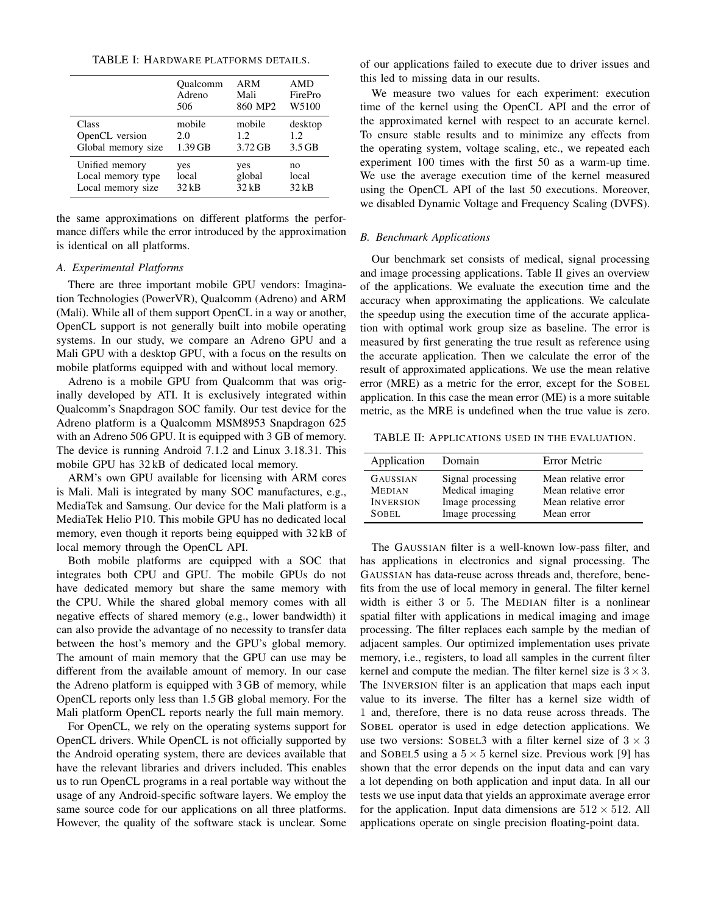TABLE I: HARDWARE PLATFORMS DETAILS.

| | Qualcomm Adreno 506 | ARM Mali 860 MP2 | AMD FirePro W5100 |
|---|---|---|---|
| Class | mobile | mobile | desktop |
| OpenCL version | 2.0 | 1.2 | 1.2 |
| Global memory size | 1.39 GB | 3.72 GB | 3.5 GB |
| Unified memory | yes | yes | no |
| Local memory type | local | global | local |
| Local memory size | 32 kB | 32 kB | 32 kB |

the same approximations on different platforms the performance differs while the error introduced by the approximation is identical on all platforms.

### A. Experimental Platforms

There are three important mobile GPU vendors: Imagination Technologies (PowerVR), Qualcomm (Adreno) and ARM (Mali). While all of them support OpenCL in a way or another, OpenCL support is not generally built into mobile operating systems. In our study, we compare an Adreno GPU and a Mali GPU with a desktop GPU, with a focus on the results on mobile platforms equipped with and without local memory.

Adreno is a mobile GPU from Qualcomm that was originally developed by ATI. It is exclusively integrated within Qualcomm's Snapdragon SOC family. Our test device for the Adreno platform is a Qualcomm MSM8953 Snapdragon 625 with an Adreno 506 GPU. It is equipped with 3 GB of memory. The device is running Android 7.1.2 and Linux 3.18.31. This mobile GPU has 32 kB of dedicated local memory.

ARM's own GPU available for licensing with ARM cores is Mali. Mali is integrated by many SOC manufactures, e.g., MediaTek and Samsung. Our device for the Mali platform is a MediaTek Helio P10. This mobile GPU has no dedicated local memory, even though it reports being equipped with 32 kB of local memory through the OpenCL API.

Both mobile platforms are equipped with a SOC that integrates both CPU and GPU. The mobile GPUs do not have dedicated memory but share the same memory with the CPU. While the shared global memory comes with all negative effects of shared memory (e.g., lower bandwidth) it can also provide the advantage of no necessity to transfer data between the host's memory and the GPU's global memory. The amount of main memory that the GPU can use may be different from the available amount of memory. In our case the Adreno platform is equipped with 3 GB of memory, while OpenCL reports only less than 1.5 GB global memory. For the Mali platform OpenCL reports nearly the full main memory.

For OpenCL, we rely on the operating systems support for OpenCL drivers. While OpenCL is not officially supported by the Android operating system, there are devices available that have the relevant libraries and drivers included. This enables us to run OpenCL programs in a real portable way without the usage of any Android-specific software layers. We employ the same source code for our applications on all three platforms. However, the quality of the software stack is unclear. Some of our applications failed to execute due to driver issues and this led to missing data in our results.

We measure two values for each experiment: execution time of the kernel using the OpenCL API and the error of the approximated kernel with respect to an accurate kernel. To ensure stable results and to minimize any effects from the operating system, voltage scaling, etc., we repeated each experiment 100 times with the first 50 as a warm-up time. We use the average execution time of the kernel measured using the OpenCL API of the last 50 executions. Moreover, we disabled Dynamic Voltage and Frequency Scaling (DVFS).

### B. Benchmark Applications

Our benchmark set consists of medical, signal processing and image processing applications. Table II gives an overview of the applications. We evaluate the execution time and the accuracy when approximating the applications. We calculate the speedup using the execution time of the accurate application with optimal work group size as baseline. The error is measured by first generating the true result as reference using the accurate application. Then we calculate the error of the result of approximated applications. We use the mean relative error (MRE) as a metric for the error, except for the SOBEL application. In this case the mean error (ME) is a more suitable metric, as the MRE is undefined when the true value is zero.

TABLE II: APPLICATIONS USED IN THE EVALUATION.

| Application | Domain | Error Metric |
|---|---|---|
| GAUSSIAN | Signal processing | Mean relative error |
| MEDIAN | Medical imaging | Mean relative error |
| INVERSION | Image processing | Mean relative error |
| SOBEL | Image processing | Mean error |

The GAUSSIAN filter is a well-known low-pass filter, and has applications in electronics and signal processing. The GAUSSIAN has data-reuse across threads and, therefore, benefits from the use of local memory in general. The filter kernel width is either 3 or 5. The MEDIAN filter is a nonlinear spatial filter with applications in medical imaging and image processing. The filter replaces each sample by the median of adjacent samples. Our optimized implementation uses private memory, i.e., registers, to load all samples in the current filter kernel and compute the median. The filter kernel size is $3 \times 3$. The INVERSION filter is an application that maps each input value to its inverse. The filter has a kernel size width of 1 and, therefore, there is no data reuse across threads. The SOBEL operator is used in edge detection applications. We use two versions: SOBEL3 with a filter kernel size of $3 \times 3$ and SOBEL5 using a $5 \times 5$ kernel size. Previous work [9] has shown that the error depends on the input data and can vary a lot depending on both application and input data. In all our tests we use input data that yields an approximate average error for the application. Input data dimensions are $512 \times 512$. All applications operate on single precision floating-point data.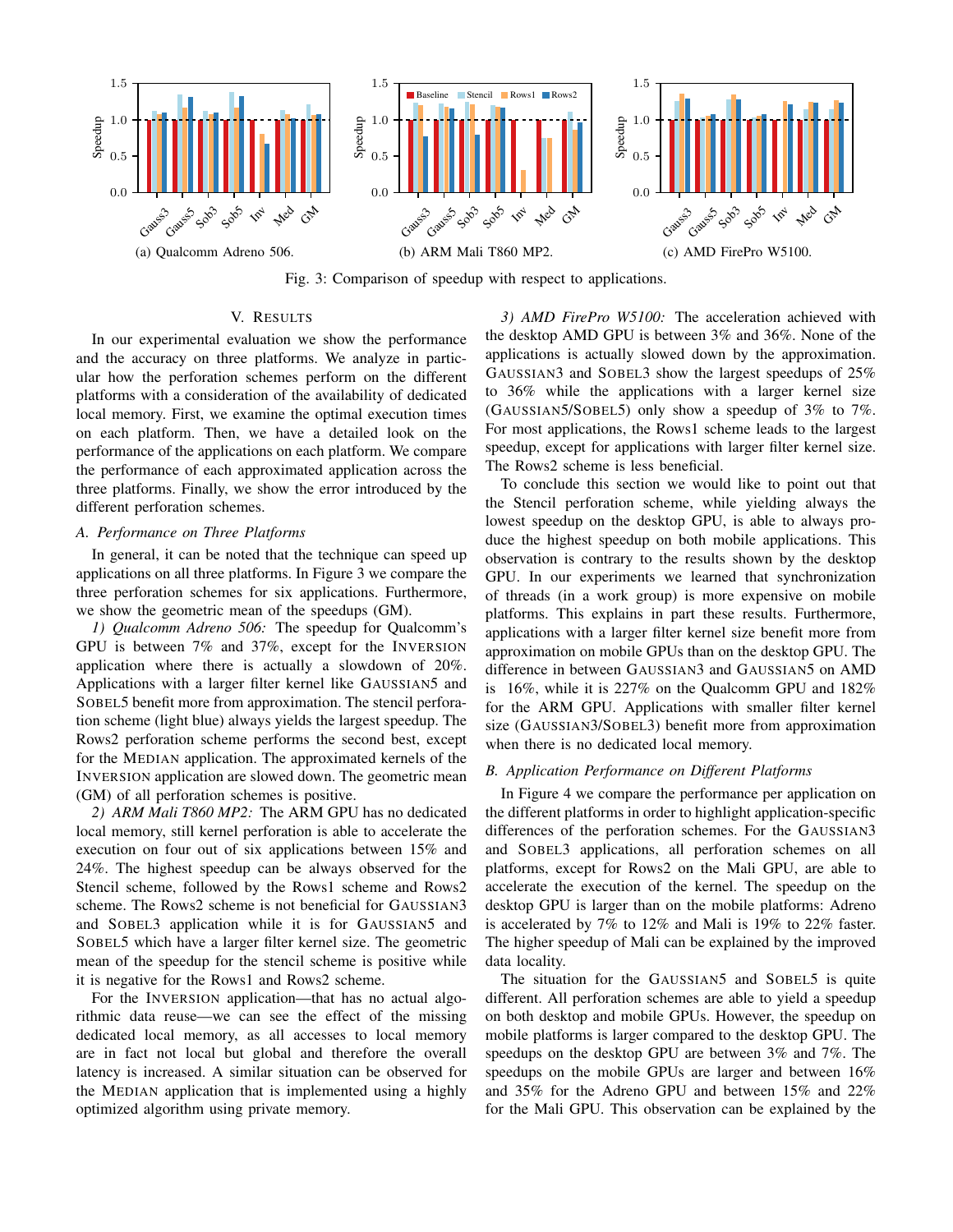(a) Qualcomm Adreno 506.

(b) ARM Mali T860 MP2.

(c) AMD FirePro W5100.

Fig. 3: Comparison of speedup with respect to applications.

## V. Results

In our experimental evaluation we show the performance and the accuracy on three platforms. We analyze in particular how the perforation schemes perform on the different platforms with a consideration of the availability of dedicated local memory. First, we examine the optimal execution times on each platform. Then, we have a detailed look on the performance of the applications on each platform. We compare the performance of each approximated application across the three platforms. Finally, we show the error introduced by the different perforation schemes.

### A. Performance on Three Platforms

In general, it can be noted that the technique can speed up applications on all three platforms. In Figure 3 we compare the three perforation schemes for six applications. Furthermore, we show the geometric mean of the speedups (GM).

*1) Qualcomm Adreno 506:* The speedup for Qualcomm's GPU is between 7% and 37%, except for the Inversion application where there is actually a slowdown of 20%. Applications with a larger filter kernel like Gaussian5 and Sobel5 benefit more from approximation. The stencil perforation scheme (light blue) always yields the largest speedup. The Rows2 perforation scheme performs the second best, except for the Median application. The approximated kernels of the Inversion application are slowed down. The geometric mean (GM) of all perforation schemes is positive.

*2) ARM Mali T860 MP2:* The ARM GPU has no dedicated local memory, still kernel perforation is able to accelerate the execution on four out of six applications between 15% and 24%. The highest speedup can be always observed for the Stencil scheme, followed by the Rows1 scheme and Rows2 scheme. The Rows2 scheme is not beneficial for Gaussian3 and Sobel3 application while it is for Gaussian5 and Sobel5 which have a larger filter kernel size. The geometric mean of the speedup for the stencil scheme is positive while it is negative for the Rows1 and Rows2 scheme.

For the Inversion application—that has no actual algorithmic data reuse—we can see the effect of the missing dedicated local memory, as all accesses to local memory are in fact not local but global and therefore the overall latency is increased. A similar situation can be observed for the Median application that is implemented using a highly optimized algorithm using private memory.

*3) AMD FirePro W5100:* The acceleration achieved with the desktop AMD GPU is between 3% and 36%. None of the applications is actually slowed down by the approximation. Gaussian3 and Sobel3 show the largest speedups of 25% to 36% while the applications with a larger kernel size (Gaussian5/Sobel5) only show a speedup of 3% to 7%. For most applications, the Rows1 scheme leads to the largest speedup, except for applications with larger filter kernel size. The Rows2 scheme is less beneficial.

To conclude this section we would like to point out that the Stencil perforation scheme, while yielding always the lowest speedup on the desktop GPU, is able to always produce the highest speedup on both mobile applications. This observation is contrary to the results shown by the desktop GPU. In our experiments we learned that synchronization of threads (in a work group) is more expensive on mobile platforms. This explains in part these results. Furthermore, applications with a larger filter kernel size benefit more from approximation on mobile GPUs than on the desktop GPU. The difference in between Gaussian3 and Gaussian5 on AMD is 16%, while it is 227% on the Qualcomm GPU and 182% for the ARM GPU. Applications with smaller filter kernel size (Gaussian3/Sobel3) benefit more from approximation when there is no dedicated local memory.

### B. Application Performance on Different Platforms

In Figure 4 we compare the performance per application on the different platforms in order to highlight application-specific differences of the perforation schemes. For the Gaussian3 and Sobel3 applications, all perforation schemes on all platforms, except for Rows2 on the Mali GPU, are able to accelerate the execution of the kernel. The speedup on the desktop GPU is larger than on the mobile platforms: Adreno is accelerated by 7% to 12% and Mali is 19% to 22% faster. The higher speedup of Mali can be explained by the improved data locality.

The situation for the Gaussian5 and Sobel5 is quite different. All perforation schemes are able to yield a speedup on both desktop and mobile GPUs. However, the speedup on mobile platforms is larger compared to the desktop GPU. The speedups on the desktop GPU are between 3% and 7%. The speedups on the mobile GPUs are larger and between 16% and 35% for the Adreno GPU and between 15% and 22% for the Mali GPU. This observation can be explained by the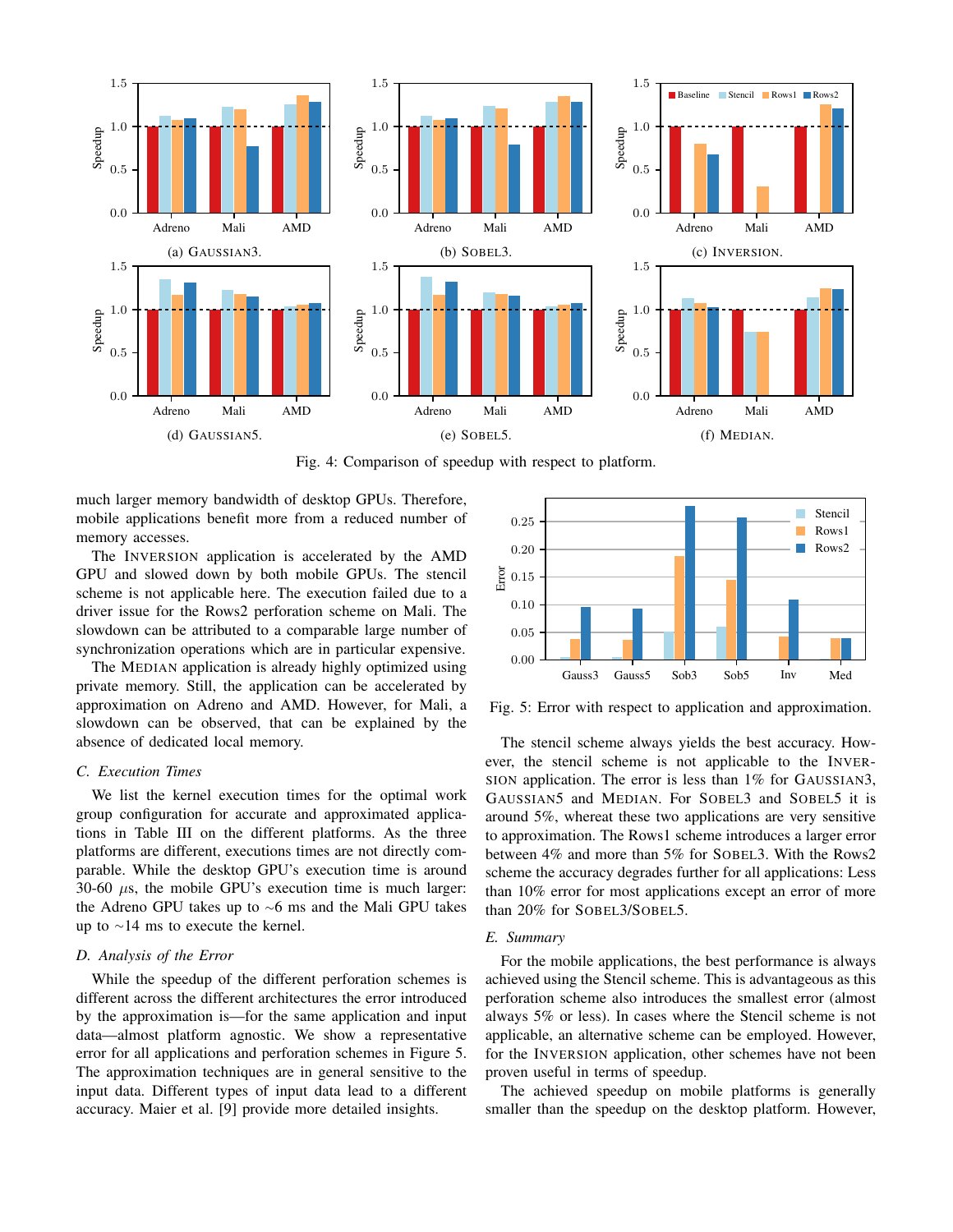(a) GAUSSIAN3.

(b) SOBEL3.

(c) INVERSION.

(d) GAUSSIAN5.

(e) SOBEL5.

(f) MEDIAN.

Fig. 4: Comparison of speedup with respect to platform.

much larger memory bandwidth of desktop GPUs. Therefore, mobile applications benefit more from a reduced number of memory accesses.

The INVERSION application is accelerated by the AMD GPU and slowed down by both mobile GPUs. The stencil scheme is not applicable here. The execution failed due to a driver issue for the Rows2 perforation scheme on Mali. The slowdown can be attributed to a comparable large number of synchronization operations which are in particular expensive.

The MEDIAN application is already highly optimized using private memory. Still, the application can be accelerated by approximation on Adreno and AMD. However, for Mali, a slowdown can be observed, that can be explained by the absence of dedicated local memory.

### C. Execution Times

We list the kernel execution times for the optimal work group configuration for accurate and approximated applications in Table III on the different platforms. As the three platforms are different, executions times are not directly comparable. While the desktop GPU's execution time is around 30-60 $\mu$s, the mobile GPU's execution time is much larger: the Adreno GPU takes up to ~6 ms and the Mali GPU takes up to ~14 ms to execute the kernel.

### D. Analysis of the Error

While the speedup of the different perforation schemes is different across the different architectures the error introduced by the approximation is—for the same application and input data—almost platform agnostic. We show a representative error for all applications and perforation schemes in Figure 5. The approximation techniques are in general sensitive to the input data. Different types of input data lead to a different accuracy. Maier et al. [9] provide more detailed insights.

Fig. 5: Error with respect to application and approximation.

The stencil scheme always yields the best accuracy. However, the stencil scheme is not applicable to the INVERSION application. The error is less than 1% for GAUSSIAN3, GAUSSIAN5 and MEDIAN. For SOBEL3 and SOBEL5 it is around 5%, whereat these two applications are very sensitive to approximation. The Rows1 scheme introduces a larger error between 4% and more than 5% for SOBEL3. With the Rows2 scheme the accuracy degrades further for all applications: Less than 10% error for most applications except an error of more than 20% for SOBEL3/SOBEL5.

### E. Summary

For the mobile applications, the best performance is always achieved using the Stencil scheme. This is advantageous as this perforation scheme also introduces the smallest error (almost always 5% or less). In cases where the Stencil scheme is not applicable, an alternative scheme can be employed. However, for the INVERSION application, other schemes have not been proven useful in terms of speedup.

The achieved speedup on mobile platforms is generally smaller than the speedup on the desktop platform. However,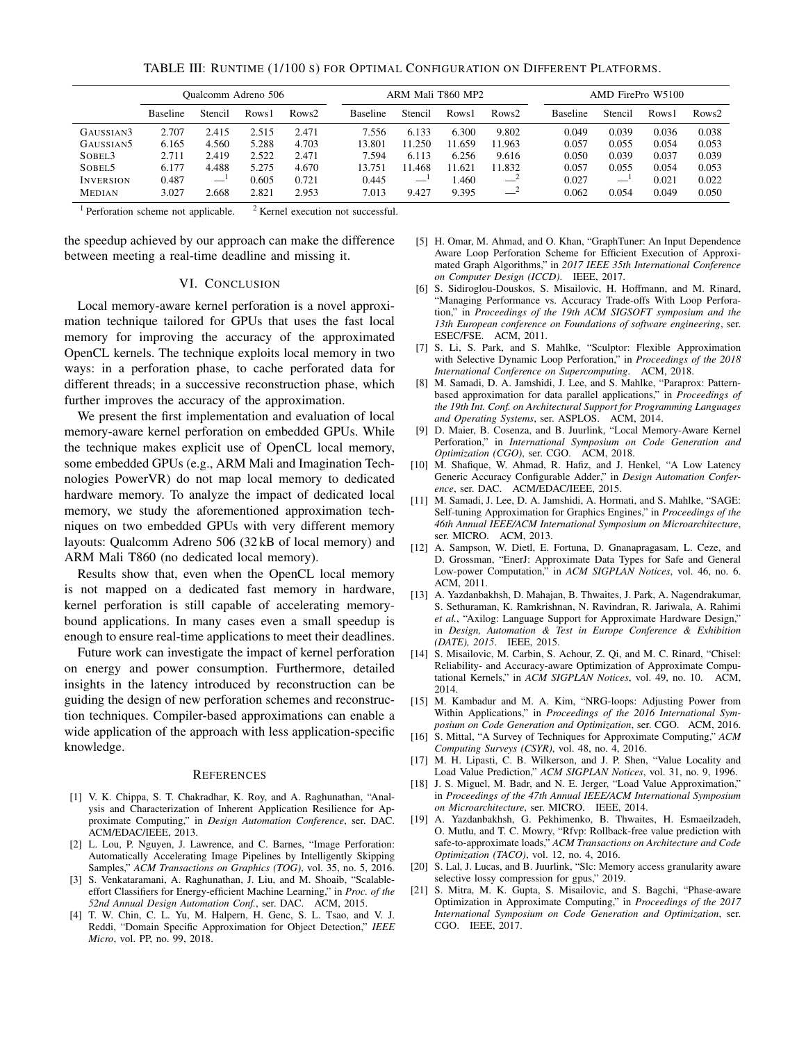TABLE III: Runtime (1/100 s) for Optimal Configuration on Different Platforms.

| | Qualcomm Adreno 506 | | | | ARM Mali T860 MP2 | | | | AMD FirePro W5100 | | | |
|---|---|---|---|---|---|---|---|---|---|---|---|---|
| | Baseline | Stencil | Rows1 | Rows2 | Baseline | Stencil | Rows1 | Rows2 | Baseline | Stencil | Rows1 | Rows2 |
| Gaussian3 | 2.707 | 2.415 | 2.515 | 2.471 | 7.556 | 6.133 | 6.300 | 9.802 | 0.049 | 0.039 | 0.036 | 0.038 |
| Gaussian5 | 6.165 | 4.560 | 5.288 | 4.703 | 13.801 | 11.250 | 11.659 | 11.963 | 0.057 | 0.055 | 0.054 | 0.053 |
| Sobel3 | 2.711 | 2.419 | 2.522 | 2.471 | 7.594 | 6.113 | 6.256 | 9.616 | 0.050 | 0.039 | 0.037 | 0.039 |
| Sobel5 | 6.177 | 4.488 | 5.275 | 4.670 | 13.751 | 11.468 | 11.621 | 11.832 | 0.057 | 0.055 | 0.054 | 0.053 |
| Inversion | 0.487 | —[1] | 0.605 | 0.721 | 0.445 | —[1] | 1.460 | —[2] | 0.027 | —[1] | 0.021 | 0.022 |
| Median | 3.027 | 2.668 | 2.821 | 2.953 | 7.013 | 9.427 | 9.395 | —[2] | 0.062 | 0.054 | 0.049 | 0.050 |

[1] Perforation scheme not applicable. [2] Kernel execution not successful.

the speedup achieved by our approach can make the difference between meeting a real-time deadline and missing it.

## VI. Conclusion

Local memory-aware kernel perforation is a novel approximation technique tailored for GPUs that uses the fast local memory for improving the accuracy of the approximated OpenCL kernels. The technique exploits local memory in two ways: in a perforation phase, to cache perforated data for different threads; in a successive reconstruction phase, which further improves the accuracy of the approximation.

We present the first implementation and evaluation of local memory-aware kernel perforation on embedded GPUs. While the technique makes explicit use of OpenCL local memory, some embedded GPUs (e.g., ARM Mali and Imagination Technologies PowerVR) do not map local memory to dedicated hardware memory. To analyze the impact of dedicated local memory, we study the aforementioned approximation techniques on two embedded GPUs with very different memory layouts: Qualcomm Adreno 506 (32 kB of local memory) and ARM Mali T860 (no dedicated local memory).

Results show that, even when the OpenCL local memory is not mapped on a dedicated fast memory in hardware, kernel perforation is still capable of accelerating memory-bound applications. In many cases even a small speedup is enough to ensure real-time applications to meet their deadlines.

Future work can investigate the impact of kernel perforation on energy and power consumption. Furthermore, detailed insights in the latency introduced by reconstruction can be guiding the design of new perforation schemes and reconstruction techniques. Compiler-based approximations can enable a wide application of the approach with less application-specific knowledge.

## References

[1] V. K. Chippa, S. T. Chakradhar, K. Roy, and A. Raghunathan, "Analysis and Characterization of Inherent Application Resilience for Approximate Computing," in *Design Automation Conference*, ser. DAC. ACM/EDAC/IEEE, 2013.

[2] L. Lou, P. Nguyen, J. Lawrence, and C. Barnes, "Image Perforation: Automatically Accelerating Image Pipelines by Intelligently Skipping Samples," *ACM Transactions on Graphics (TOG)*, vol. 35, no. 5, 2016.

[3] S. Venkataramani, A. Raghunathan, J. Liu, and M. Shoaib, "Scalable-effort Classifiers for Energy-efficient Machine Learning," in *Proc. of the 52nd Annual Design Automation Conf.*, ser. DAC. ACM, 2015.

[4] T. W. Chin, C. L. Yu, M. Halpern, H. Genc, S. L. Tsao, and V. J. Reddi, "Domain Specific Approximation for Object Detection," *IEEE Micro*, vol. PP, no. 99, 2018.

[5] H. Omar, M. Ahmad, and O. Khan, "GraphTuner: An Input Dependence Aware Loop Perforation Scheme for Efficient Execution of Approximated Graph Algorithms," in *2017 IEEE 35th International Conference on Computer Design (ICCD)*. IEEE, 2017.

[6] S. Sidiroglou-Douskos, S. Misailovic, H. Hoffmann, and M. Rinard, "Managing Performance vs. Accuracy Trade-offs With Loop Perforation," in *Proceedings of the 19th ACM SIGSOFT symposium and the 13th European conference on Foundations of software engineering*, ser. ESEC/FSE. ACM, 2011.

[7] S. Li, S. Park, and S. Mahlke, "Sculptor: Flexible Approximation with Selective Dynamic Loop Perforation," in *Proceedings of the 2018 International Conference on Supercomputing*. ACM, 2018.

[8] M. Samadi, D. A. Jamshidi, J. Lee, and S. Mahlke, "Paraprox: Pattern-based approximation for data parallel applications," in *Proceedings of the 19th Int. Conf. on Architectural Support for Programming Languages and Operating Systems*, ser. ASPLOS. ACM, 2014.

[9] D. Maier, B. Cosenza, and B. Juurlink, "Local Memory-Aware Kernel Perforation," in *International Symposium on Code Generation and Optimization (CGO)*, ser. CGO. ACM, 2018.

[10] M. Shafique, W. Ahmad, R. Hafiz, and J. Henkel, "A Low Latency Generic Accuracy Configurable Adder," in *Design Automation Conference*, ser. DAC. ACM/EDAC/IEEE, 2015.

[11] M. Samadi, J. Lee, D. A. Jamshidi, A. Hormati, and S. Mahlke, "SAGE: Self-tuning Approximation for Graphics Engines," in *Proceedings of the 46th Annual IEEE/ACM International Symposium on Microarchitecture*, ser. MICRO. ACM, 2013.

[12] A. Sampson, W. Dietl, E. Fortuna, D. Gnanapragasam, L. Ceze, and D. Grossman, "EnerJ: Approximate Data Types for Safe and General Low-power Computation," in *ACM SIGPLAN Notices*, vol. 46, no. 6. ACM, 2011.

[13] A. Yazdanbakhsh, D. Mahajan, B. Thwaites, J. Park, A. Nagendrakumar, S. Sethuraman, K. Ramkrishnan, N. Ravindran, R. Jariwala, A. Rahimi *et al.*, "Axilog: Language Support for Approximate Hardware Design," in *Design, Automation & Test in Europe Conference & Exhibition (DATE), 2015*. IEEE, 2015.

[14] S. Misailovic, M. Carbin, S. Achour, Z. Qi, and M. C. Rinard, "Chisel: Reliability- and Accuracy-aware Optimization of Approximate Computational Kernels," in *ACM SIGPLAN Notices*, vol. 49, no. 10. ACM, 2014.

[15] M. Kambadur and M. A. Kim, "NRG-loops: Adjusting Power from Within Applications," in *Proceedings of the 2016 International Symposium on Code Generation and Optimization*, ser. CGO. ACM, 2016.

[16] S. Mittal, "A Survey of Techniques for Approximate Computing," *ACM Computing Surveys (CSYR)*, vol. 48, no. 4, 2016.

[17] M. H. Lipasti, C. B. Wilkerson, and J. P. Shen, "Value Locality and Load Value Prediction," *ACM SIGPLAN Notices*, vol. 31, no. 9, 1996.

[18] J. S. Miguel, M. Badr, and N. E. Jerger, "Load Value Approximation," in *Proceedings of the 47th Annual IEEE/ACM International Symposium on Microarchitecture*, ser. MICRO. IEEE, 2014.

[19] A. Yazdanbakhsh, G. Pekhimenko, B. Thwaites, H. Esmaeilzadeh, O. Mutlu, and T. C. Mowry, "Rfvp: Rollback-free value prediction with safe-to-approximate loads," *ACM Transactions on Architecture and Code Optimization (TACO)*, vol. 12, no. 4, 2016.

[20] S. Lal, J. Lucas, and B. Juurlink, "Slc: Memory access granularity aware selective lossy compression for gpus," 2019.

[21] S. Mitra, M. K. Gupta, S. Misailovic, and S. Bagchi, "Phase-aware Optimization in Approximate Computing," in *Proceedings of the 2017 International Symposium on Code Generation and Optimization*, ser. CGO. IEEE, 2017.